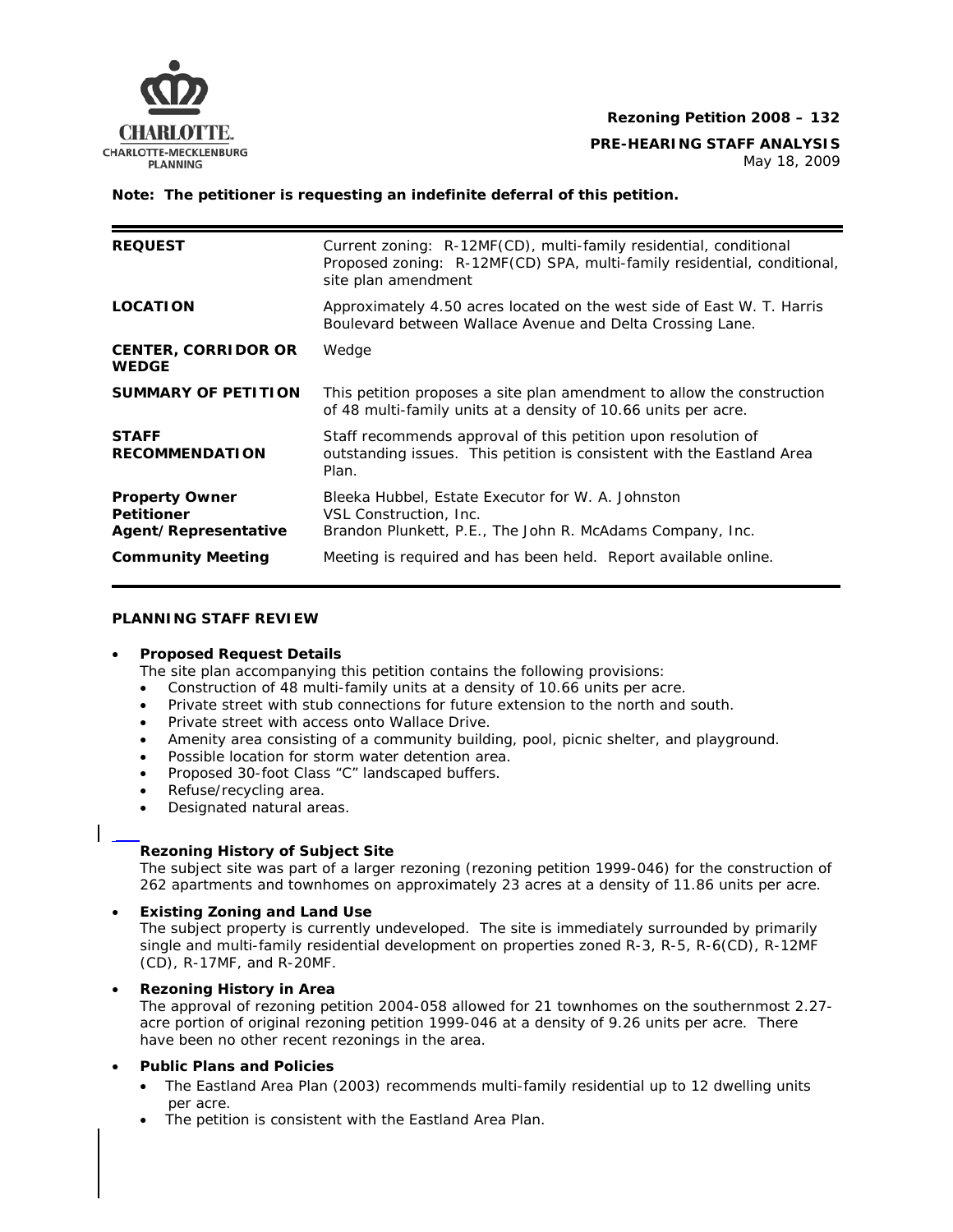**Rezoning Petition 2008 – 132**

**PRE-HEARING STAFF ANALYSIS**
May 18, 2009

**Note: The petitioner is requesting an indefinite deferral of this petition.**

| | |
|---|---|
| **REQUEST** | Current zoning: R-12MF(CD), multi-family residential, conditional<br>Proposed zoning: R-12MF(CD) SPA, multi-family residential, conditional, site plan amendment |
| **LOCATION** | Approximately 4.50 acres located on the west side of East W. T. Harris Boulevard between Wallace Avenue and Delta Crossing Lane. |
| **CENTER, CORRIDOR OR WEDGE** | Wedge |
| **SUMMARY OF PETITION** | This petition proposes a site plan amendment to allow the construction of 48 multi-family units at a density of 10.66 units per acre. |
| **STAFF RECOMMENDATION** | Staff recommends approval of this petition upon resolution of outstanding issues. This petition is consistent with the Eastland Area Plan. |
| **Property Owner**<br>**Petitioner**<br>**Agent/Representative** | Bleeka Hubbel, Estate Executor for W. A. Johnston<br>VSL Construction, Inc.<br>Brandon Plunkett, P.E., The John R. McAdams Company, Inc. |
| **Community Meeting** | Meeting is required and has been held. Report available online. |

**PLANNING STAFF REVIEW**

- **Proposed Request Details**
  The site plan accompanying this petition contains the following provisions:
  - Construction of 48 multi-family units at a density of 10.66 units per acre.
  - Private street with stub connections for future extension to the north and south.
  - Private street with access onto Wallace Drive.
  - Amenity area consisting of a community building, pool, picnic shelter, and playground.
  - Possible location for storm water detention area.
  - Proposed 30-foot Class "C" landscaped buffers.
  - Refuse/recycling area.
  - Designated natural areas.

- **Rezoning History of Subject Site**
  The subject site was part of a larger rezoning (rezoning petition 1999-046) for the construction of 262 apartments and townhomes on approximately 23 acres at a density of 11.86 units per acre.

- **Existing Zoning and Land Use**
  The subject property is currently undeveloped. The site is immediately surrounded by primarily single and multi-family residential development on properties zoned R-3, R-5, R-6(CD), R-12MF (CD), R-17MF, and R-20MF.

- **Rezoning History in Area**
  The approval of rezoning petition 2004-058 allowed for 21 townhomes on the southernmost 2.27-acre portion of original rezoning petition 1999-046 at a density of 9.26 units per acre. There have been no other recent rezonings in the area.

- **Public Plans and Policies**
  - The Eastland Area Plan (2003) recommends multi-family residential up to 12 dwelling units per acre.
  - The petition is consistent with the Eastland Area Plan.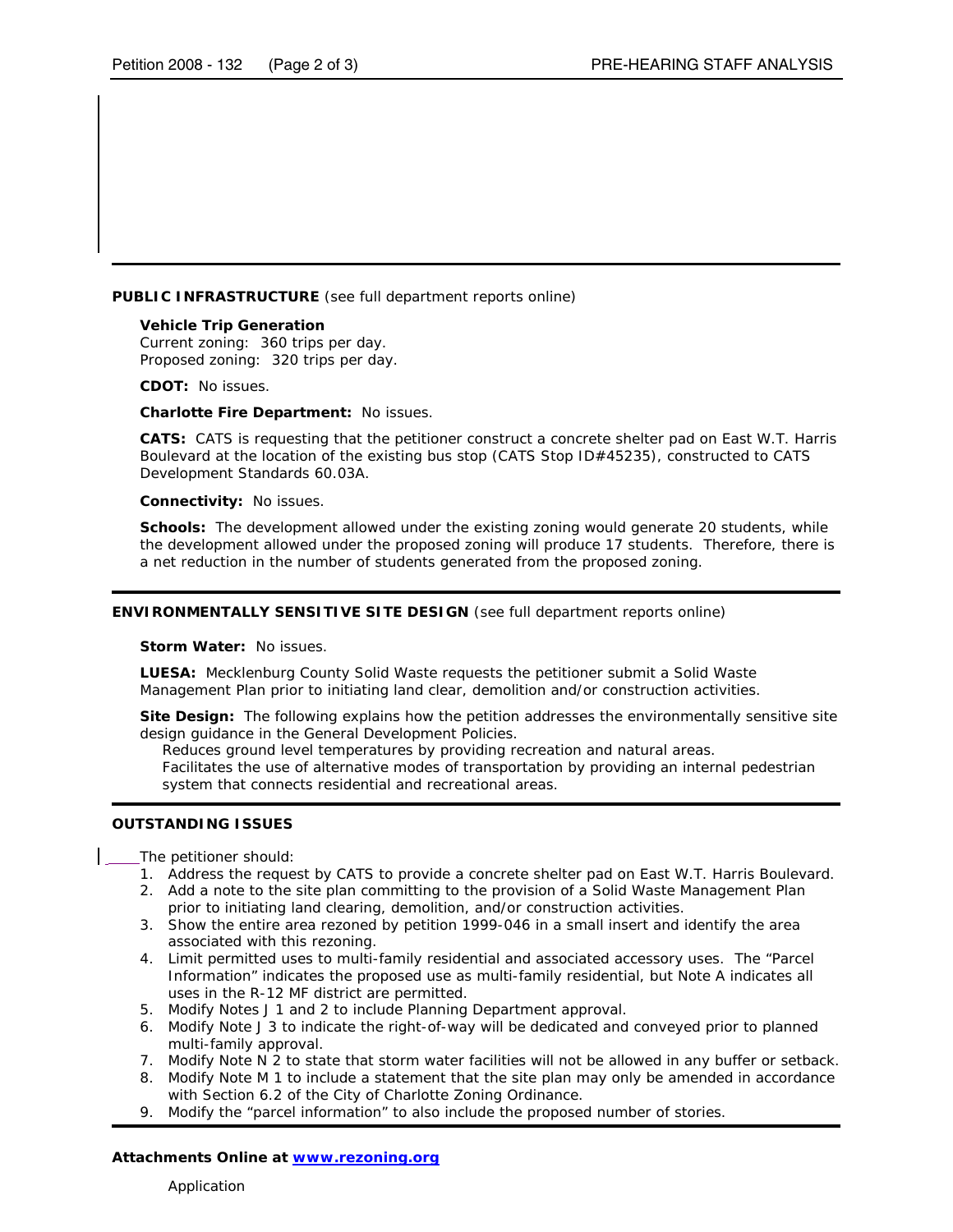**PUBLIC INFRASTRUCTURE** (see full department reports online)

**Vehicle Trip Generation**
Current zoning: 360 trips per day.
Proposed zoning: 320 trips per day.

**CDOT:** No issues.

**Charlotte Fire Department:** No issues.

**CATS:** CATS is requesting that the petitioner construct a concrete shelter pad on East W.T. Harris Boulevard at the location of the existing bus stop (CATS Stop ID#45235), constructed to CATS Development Standards 60.03A.

**Connectivity:** No issues.

**Schools:** The development allowed under the existing zoning would generate 20 students, while the development allowed under the proposed zoning will produce 17 students. Therefore, there is a net reduction in the number of students generated from the proposed zoning.

**ENVIRONMENTALLY SENSITIVE SITE DESIGN** (see full department reports online)

**Storm Water:** No issues.

**LUESA:** Mecklenburg County Solid Waste requests the petitioner submit a Solid Waste Management Plan prior to initiating land clear, demolition and/or construction activities.

**Site Design:** The following explains how the petition addresses the environmentally sensitive site design guidance in the General Development Policies.

- Reduces ground level temperatures by providing recreation and natural areas.
- Facilitates the use of alternative modes of transportation by providing an internal pedestrian system that connects residential and recreational areas.

**OUTSTANDING ISSUES**

The petitioner should:

1. Address the request by CATS to provide a concrete shelter pad on East W.T. Harris Boulevard.
2. Add a note to the site plan committing to the provision of a Solid Waste Management Plan prior to initiating land clearing, demolition, and/or construction activities.
3. Show the entire area rezoned by petition 1999-046 in a small insert and identify the area associated with this rezoning.
4. Limit permitted uses to multi-family residential and associated accessory uses. The "Parcel Information" indicates the proposed use as multi-family residential, but Note A indicates all uses in the R-12 MF district are permitted.
5. Modify Notes J 1 and 2 to include Planning Department approval.
6. Modify Note J 3 to indicate the right-of-way will be dedicated and conveyed prior to planned multi-family approval.
7. Modify Note N 2 to state that storm water facilities will not be allowed in any buffer or setback.
8. Modify Note M 1 to include a statement that the site plan may only be amended in accordance with Section 6.2 of the City of Charlotte Zoning Ordinance.
9. Modify the "parcel information" to also include the proposed number of stories.

**Attachments Online at [www.rezoning.org](http://www.rezoning.org)**

- Application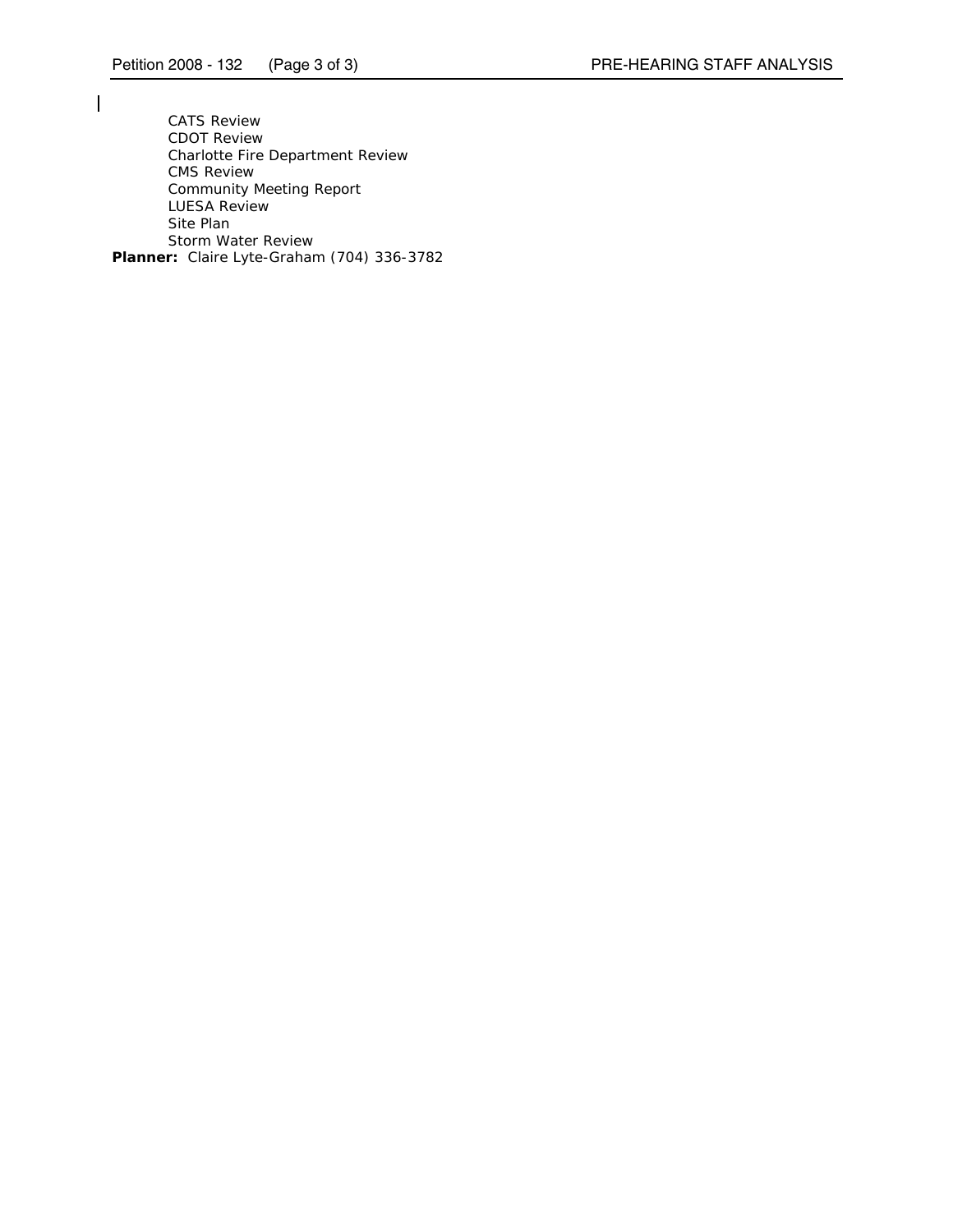- CATS Review
- CDOT Review
- Charlotte Fire Department Review
- CMS Review
- Community Meeting Report
- LUESA Review
- Site Plan
- Storm Water Review

**Planner:** Claire Lyte-Graham (704) 336-3782